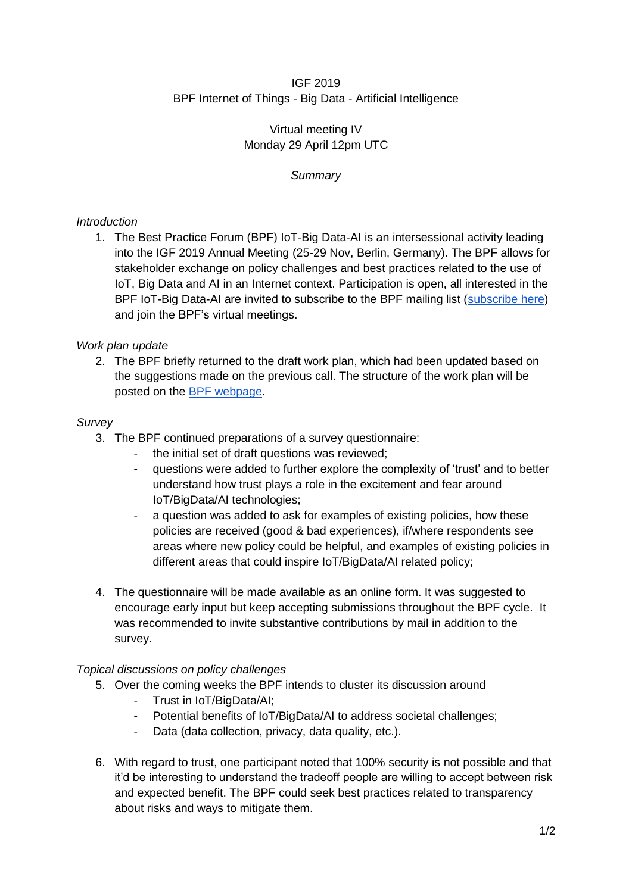IGF 2019
BPF Internet of Things - Big Data - Artificial Intelligence

Virtual meeting IV
Monday 29 April 12pm UTC

*Summary*

*Introduction*

1. The Best Practice Forum (BPF) IoT-Big Data-AI is an intersessional activity leading into the IGF 2019 Annual Meeting (25-29 Nov, Berlin, Germany). The BPF allows for stakeholder exchange on policy challenges and best practices related to the use of IoT, Big Data and AI in an Internet context. Participation is open, all interested in the BPF IoT-Big Data-AI are invited to subscribe to the BPF mailing list (subscribe here) and join the BPF's virtual meetings.

*Work plan update*

2. The BPF briefly returned to the draft work plan, which had been updated based on the suggestions made on the previous call. The structure of the work plan will be posted on the BPF webpage.

*Survey*

3. The BPF continued preparations of a survey questionnaire:
   - the initial set of draft questions was reviewed;
   - questions were added to further explore the complexity of 'trust' and to better understand how trust plays a role in the excitement and fear around IoT/BigData/AI technologies;
   - a question was added to ask for examples of existing policies, how these policies are received (good & bad experiences), if/where respondents see areas where new policy could be helpful, and examples of existing policies in different areas that could inspire IoT/BigData/AI related policy;

4. The questionnaire will be made available as an online form. It was suggested to encourage early input but keep accepting submissions throughout the BPF cycle. It was recommended to invite substantive contributions by mail in addition to the survey.

*Topical discussions on policy challenges*

5. Over the coming weeks the BPF intends to cluster its discussion around
   - Trust in IoT/BigData/AI;
   - Potential benefits of IoT/BigData/AI to address societal challenges;
   - Data (data collection, privacy, data quality, etc.).

6. With regard to trust, one participant noted that 100% security is not possible and that it'd be interesting to understand the tradeoff people are willing to accept between risk and expected benefit. The BPF could seek best practices related to transparency about risks and ways to mitigate them.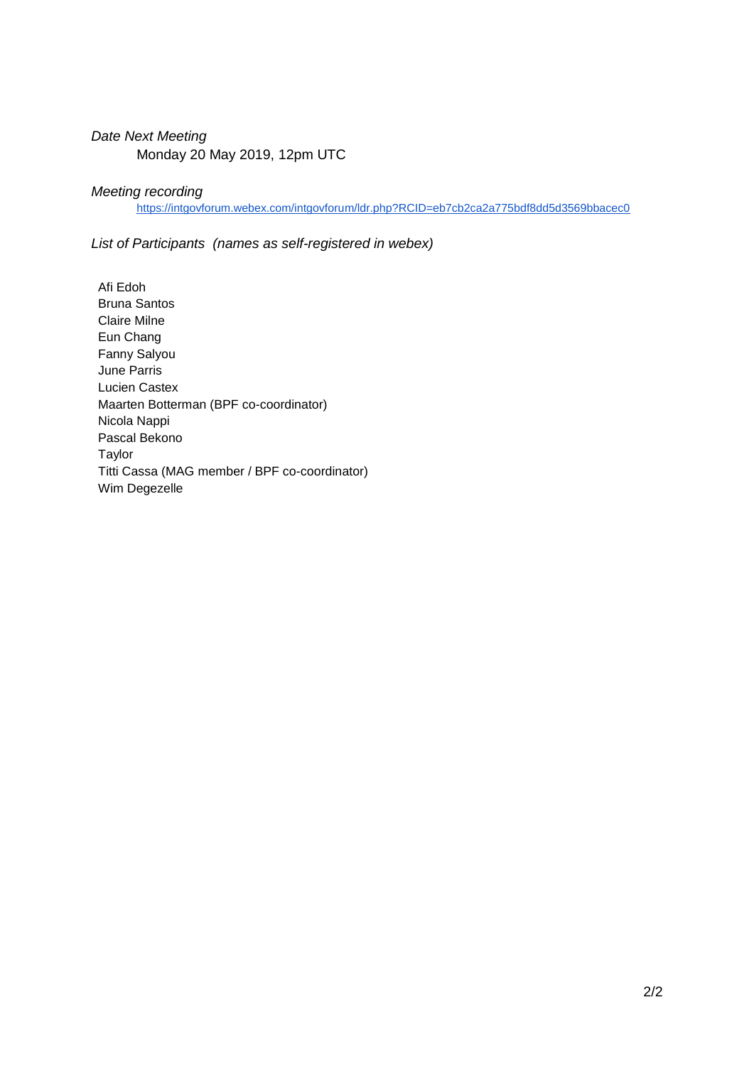*Date Next Meeting*

Monday 20 May 2019, 12pm UTC

*Meeting recording*

https://intgovforum.webex.com/intgovforum/ldr.php?RCID=eb7cb2ca2a775bdf8dd5d3569bbacec0

*List of Participants (names as self-registered in webex)*

Afi Edoh
Bruna Santos
Claire Milne
Eun Chang
Fanny Salyou
June Parris
Lucien Castex
Maarten Botterman (BPF co-coordinator)
Nicola Nappi
Pascal Bekono
Taylor
Titti Cassa (MAG member / BPF co-coordinator)
Wim Degezelle